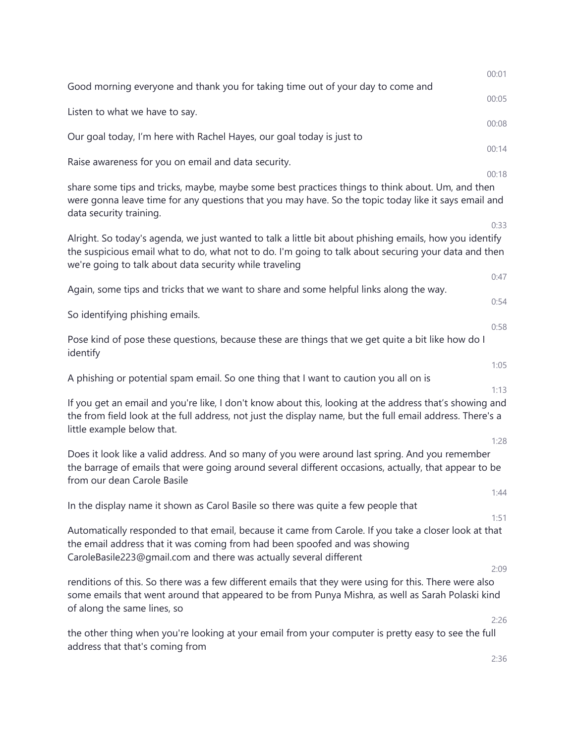00:01

Good morning everyone and thank you for taking time out of your day to come and

00:05

Listen to what we have to say.

00:08

Our goal today, I'm here with Rachel Hayes, our goal today is just to

00:14

Raise awareness for you on email and data security.

00:18

share some tips and tricks, maybe, maybe some best practices things to think about. Um, and then were gonna leave time for any questions that you may have. So the topic today like it says email and data security training.

0:33

Alright. So today's agenda, we just wanted to talk a little bit about phishing emails, how you identify the suspicious email what to do, what not to do. I'm going to talk about securing your data and then we're going to talk about data security while traveling

0:47

Again, some tips and tricks that we want to share and some helpful links along the way.

0:54

So identifying phishing emails.

0:58

Pose kind of pose these questions, because these are things that we get quite a bit like how do I identify

1:05

A phishing or potential spam email. So one thing that I want to caution you all on is

1:13

If you get an email and you're like, I don't know about this, looking at the address that's showing and the from field look at the full address, not just the display name, but the full email address. There's a little example below that.

1:28

Does it look like a valid address. And so many of you were around last spring. And you remember the barrage of emails that were going around several different occasions, actually, that appear to be from our dean Carole Basile

1:44

In the display name it shown as Carol Basile so there was quite a few people that

1:51

Automatically responded to that email, because it came from Carole. If you take a closer look at that the email address that it was coming from had been spoofed and was showing CaroleBasile223@gmail.com and there was actually several different

2:09

renditions of this. So there was a few different emails that they were using for this. There were also some emails that went around that appeared to be from Punya Mishra, as well as Sarah Polaski kind of along the same lines, so

2:26

the other thing when you're looking at your email from your computer is pretty easy to see the full address that that's coming from

2:36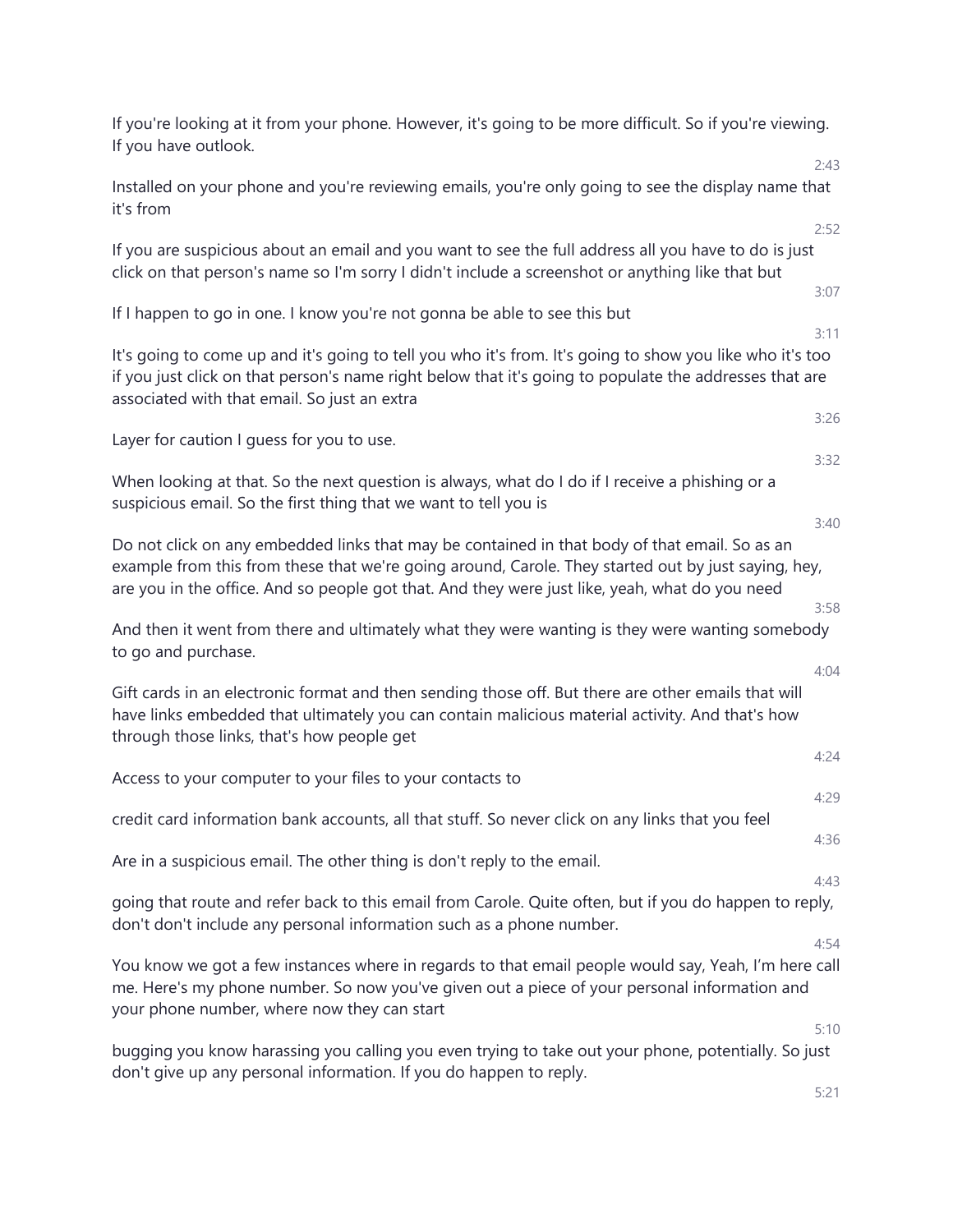If you're looking at it from your phone. However, it's going to be more difficult. So if you're viewing. If you have outlook.

2:43

Installed on your phone and you're reviewing emails, you're only going to see the display name that it's from

2:52

If you are suspicious about an email and you want to see the full address all you have to do is just click on that person's name so I'm sorry I didn't include a screenshot or anything like that but

3:07

If I happen to go in one. I know you're not gonna be able to see this but

3:11

It's going to come up and it's going to tell you who it's from. It's going to show you like who it's too if you just click on that person's name right below that it's going to populate the addresses that are associated with that email. So just an extra

3:26

Layer for caution I guess for you to use.

3:32

When looking at that. So the next question is always, what do I do if I receive a phishing or a suspicious email. So the first thing that we want to tell you is

3:40

Do not click on any embedded links that may be contained in that body of that email. So as an example from this from these that we're going around, Carole. They started out by just saying, hey, are you in the office. And so people got that. And they were just like, yeah, what do you need

3:58

And then it went from there and ultimately what they were wanting is they were wanting somebody to go and purchase.

4:04

Gift cards in an electronic format and then sending those off. But there are other emails that will have links embedded that ultimately you can contain malicious material activity. And that's how through those links, that's how people get

4:24

Access to your computer to your files to your contacts to

4:29

credit card information bank accounts, all that stuff. So never click on any links that you feel

4:36

Are in a suspicious email. The other thing is don't reply to the email.

4:43

going that route and refer back to this email from Carole. Quite often, but if you do happen to reply, don't don't include any personal information such as a phone number.

4:54

You know we got a few instances where in regards to that email people would say, Yeah, I'm here call me. Here's my phone number. So now you've given out a piece of your personal information and your phone number, where now they can start

5:10

bugging you know harassing you calling you even trying to take out your phone, potentially. So just don't give up any personal information. If you do happen to reply.

5:21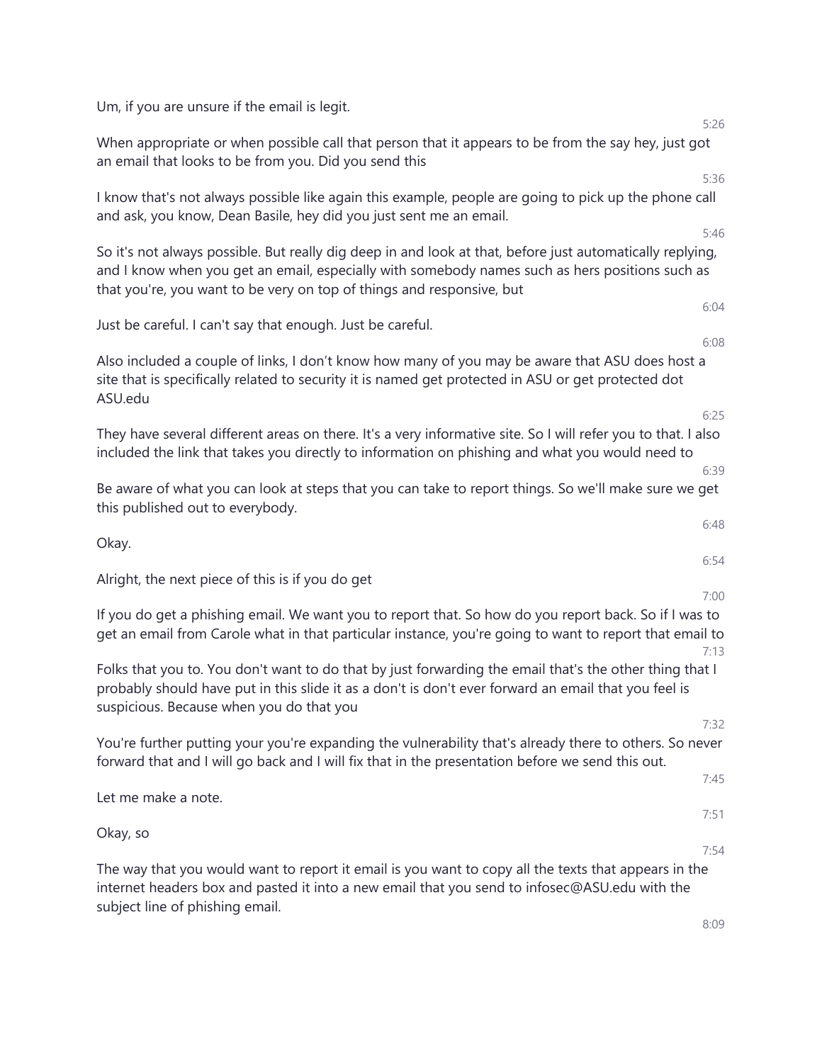Um, if you are unsure if the email is legit.

5:26

When appropriate or when possible call that person that it appears to be from the say hey, just got an email that looks to be from you. Did you send this

5:36

I know that's not always possible like again this example, people are going to pick up the phone call and ask, you know, Dean Basile, hey did you just sent me an email.

5:46

So it's not always possible. But really dig deep in and look at that, before just automatically replying, and I know when you get an email, especially with somebody names such as hers positions such as that you're, you want to be very on top of things and responsive, but

6:04

Just be careful. I can't say that enough. Just be careful.

6:08

Also included a couple of links, I don't know how many of you may be aware that ASU does host a site that is specifically related to security it is named get protected in ASU or get protected dot ASU.edu

6:25

They have several different areas on there. It's a very informative site. So I will refer you to that. I also included the link that takes you directly to information on phishing and what you would need to

6:39

Be aware of what you can look at steps that you can take to report things. So we'll make sure we get this published out to everybody.

6:48

Okay.

6:54

Alright, the next piece of this is if you do get

7:00

If you do get a phishing email. We want you to report that. So how do you report back. So if I was to get an email from Carole what in that particular instance, you're going to want to report that email to

7:13

Folks that you to. You don't want to do that by just forwarding the email that's the other thing that I probably should have put in this slide it as a don't is don't ever forward an email that you feel is suspicious. Because when you do that you

7:32

You're further putting your you're expanding the vulnerability that's already there to others. So never forward that and I will go back and I will fix that in the presentation before we send this out.

7:45

Let me make a note.

7:51

Okay, so

7:54

The way that you would want to report it email is you want to copy all the texts that appears in the internet headers box and pasted it into a new email that you send to infosec@ASU.edu with the subject line of phishing email.

8:09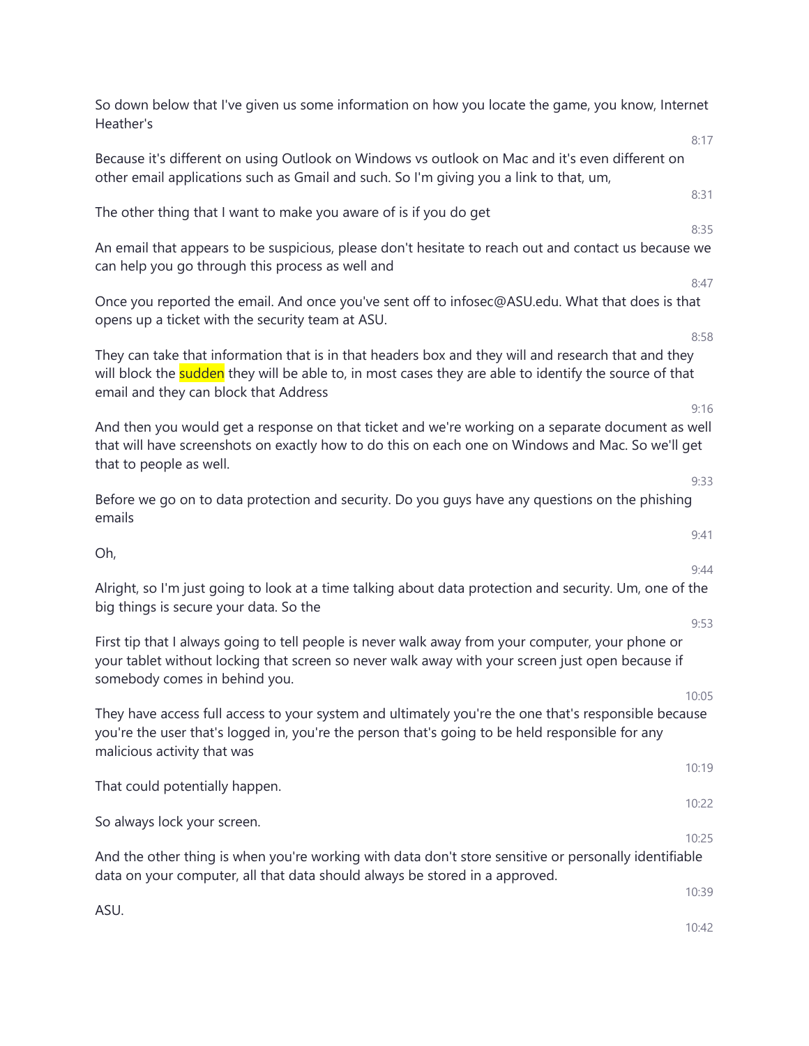So down below that I've given us some information on how you locate the game, you know, Internet Heather's

8:17

Because it's different on using Outlook on Windows vs outlook on Mac and it's even different on other email applications such as Gmail and such. So I'm giving you a link to that, um,

8:31

The other thing that I want to make you aware of is if you do get

8:35

An email that appears to be suspicious, please don't hesitate to reach out and contact us because we can help you go through this process as well and

8:47

Once you reported the email. And once you've sent off to infosec@ASU.edu. What that does is that opens up a ticket with the security team at ASU.

8:58

They can take that information that is in that headers box and they will and research that and they will block the sudden they will be able to, in most cases they are able to identify the source of that email and they can block that Address

9:16

And then you would get a response on that ticket and we're working on a separate document as well that will have screenshots on exactly how to do this on each one on Windows and Mac. So we'll get that to people as well.

9:33

Before we go on to data protection and security. Do you guys have any questions on the phishing emails

9:41

Oh,

9:44

Alright, so I'm just going to look at a time talking about data protection and security. Um, one of the big things is secure your data. So the

9:53

First tip that I always going to tell people is never walk away from your computer, your phone or your tablet without locking that screen so never walk away with your screen just open because if somebody comes in behind you.

10:05

They have access full access to your system and ultimately you're the one that's responsible because you're the user that's logged in, you're the person that's going to be held responsible for any malicious activity that was

10:19

That could potentially happen.

10:22

So always lock your screen.

10:25

And the other thing is when you're working with data don't store sensitive or personally identifiable data on your computer, all that data should always be stored in a approved.

10:39

ASU.

10:42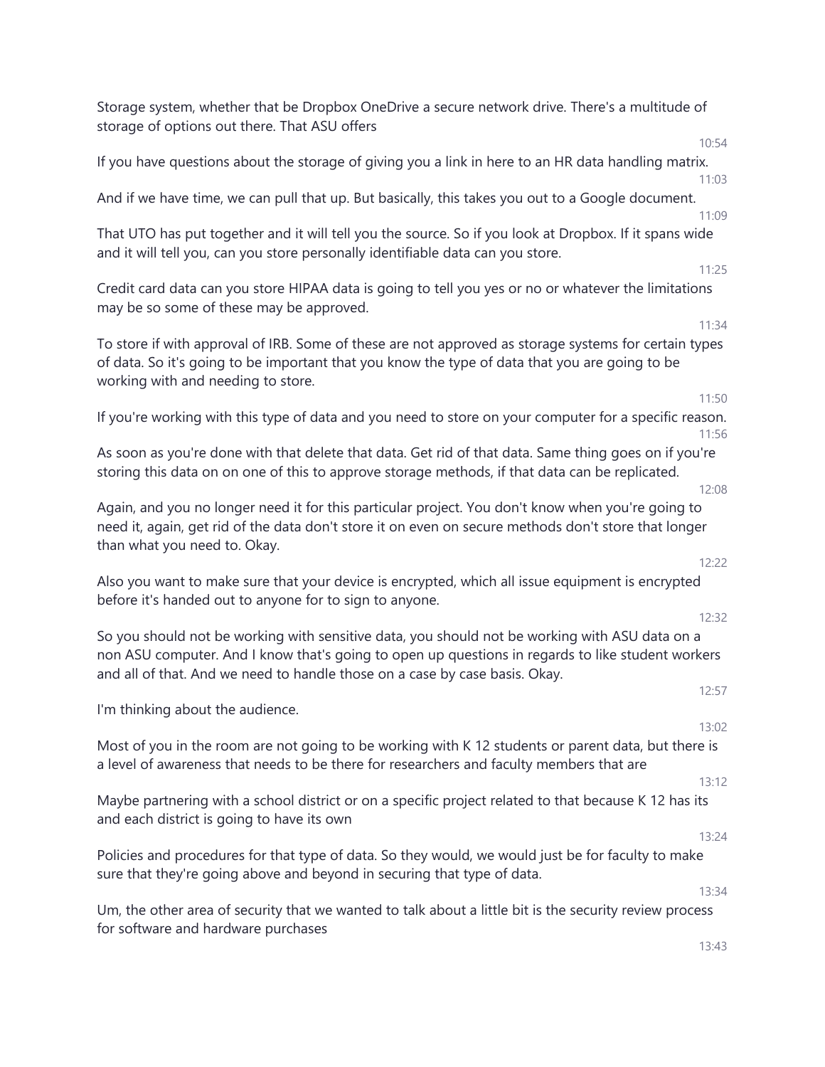Storage system, whether that be Dropbox OneDrive a secure network drive. There's a multitude of storage of options out there. That ASU offers

10:54

If you have questions about the storage of giving you a link in here to an HR data handling matrix.

11:03

And if we have time, we can pull that up. But basically, this takes you out to a Google document.

11:09

That UTO has put together and it will tell you the source. So if you look at Dropbox. If it spans wide and it will tell you, can you store personally identifiable data can you store.

11:25

Credit card data can you store HIPAA data is going to tell you yes or no or whatever the limitations may be so some of these may be approved.

11:34

To store if with approval of IRB. Some of these are not approved as storage systems for certain types of data. So it's going to be important that you know the type of data that you are going to be working with and needing to store.

11:50

If you're working with this type of data and you need to store on your computer for a specific reason.

11:56

As soon as you're done with that delete that data. Get rid of that data. Same thing goes on if you're storing this data on on one of this to approve storage methods, if that data can be replicated.

12:08

Again, and you no longer need it for this particular project. You don't know when you're going to need it, again, get rid of the data don't store it on even on secure methods don't store that longer than what you need to. Okay.

12:22

Also you want to make sure that your device is encrypted, which all issue equipment is encrypted before it's handed out to anyone for to sign to anyone.

12:32

So you should not be working with sensitive data, you should not be working with ASU data on a non ASU computer. And I know that's going to open up questions in regards to like student workers and all of that. And we need to handle those on a case by case basis. Okay.

12:57

I'm thinking about the audience.

13:02

Most of you in the room are not going to be working with K 12 students or parent data, but there is a level of awareness that needs to be there for researchers and faculty members that are

13:12

Maybe partnering with a school district or on a specific project related to that because K 12 has its and each district is going to have its own

13:24

Policies and procedures for that type of data. So they would, we would just be for faculty to make sure that they're going above and beyond in securing that type of data.

13:34

Um, the other area of security that we wanted to talk about a little bit is the security review process for software and hardware purchases

13:43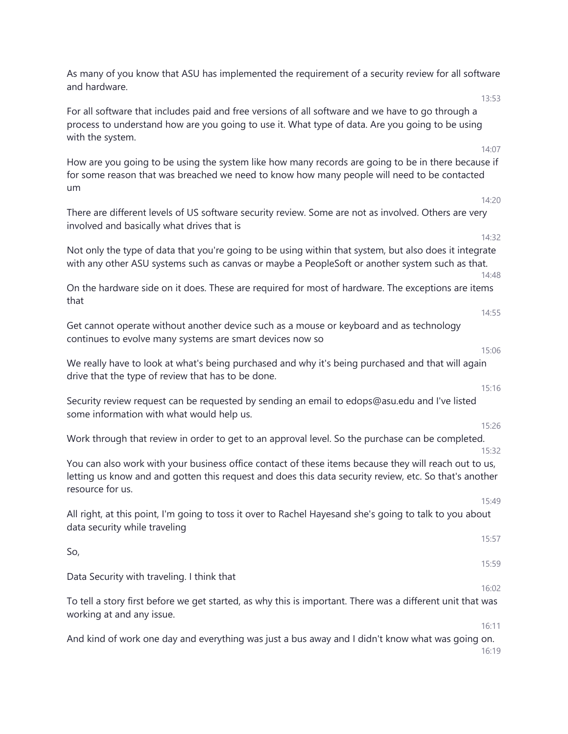As many of you know that ASU has implemented the requirement of a security review for all software and hardware.

13:53

For all software that includes paid and free versions of all software and we have to go through a process to understand how are you going to use it. What type of data. Are you going to be using with the system.

14:07

How are you going to be using the system like how many records are going to be in there because if for some reason that was breached we need to know how many people will need to be contacted um

14:20

There are different levels of US software security review. Some are not as involved. Others are very involved and basically what drives that is

14:32

Not only the type of data that you're going to be using within that system, but also does it integrate with any other ASU systems such as canvas or maybe a PeopleSoft or another system such as that.

14:48

On the hardware side on it does. These are required for most of hardware. The exceptions are items that

14:55

Get cannot operate without another device such as a mouse or keyboard and as technology continues to evolve many systems are smart devices now so

15:06

We really have to look at what's being purchased and why it's being purchased and that will again drive that the type of review that has to be done.

15:16

Security review request can be requested by sending an email to edops@asu.edu and I've listed some information with what would help us.

15:26

Work through that review in order to get to an approval level. So the purchase can be completed.

15:32

You can also work with your business office contact of these items because they will reach out to us, letting us know and and gotten this request and does this data security review, etc. So that's another resource for us.

15:49

All right, at this point, I'm going to toss it over to Rachel Hayesand she's going to talk to you about data security while traveling

15:57

So,

15:59

Data Security with traveling. I think that

16:02

To tell a story first before we get started, as why this is important. There was a different unit that was working at and any issue.

16:11

And kind of work one day and everything was just a bus away and I didn't know what was going on.

16:19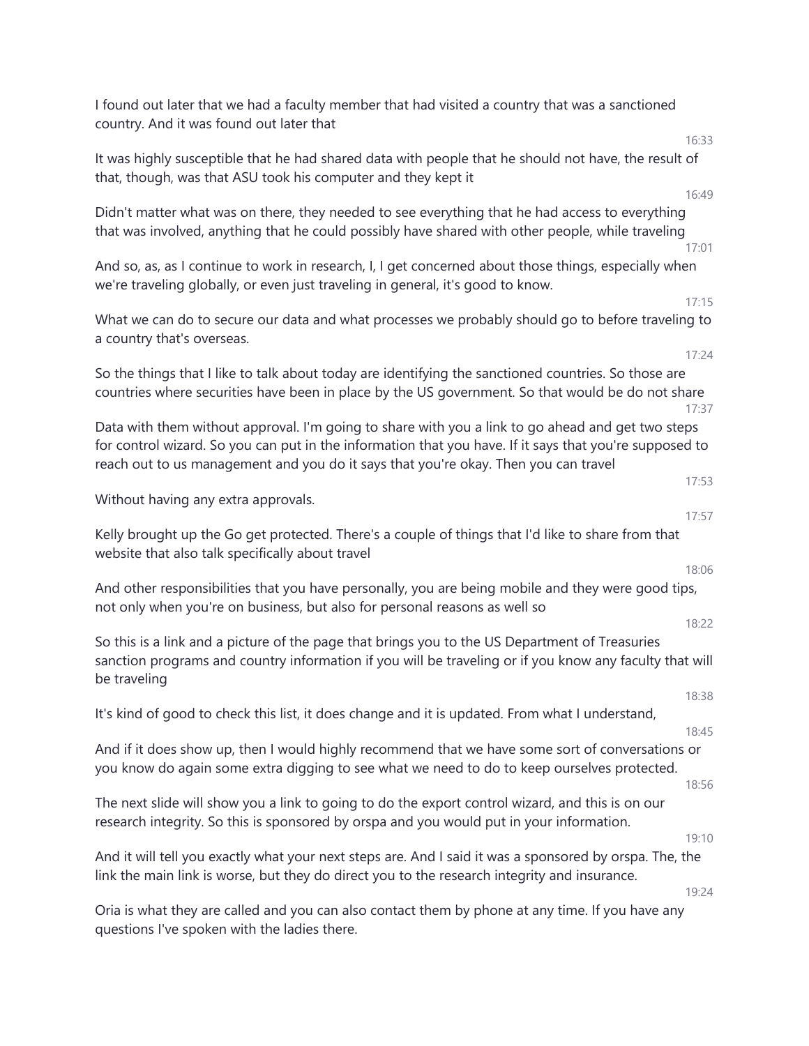I found out later that we had a faculty member that had visited a country that was a sanctioned country. And it was found out later that

16:33

It was highly susceptible that he had shared data with people that he should not have, the result of that, though, was that ASU took his computer and they kept it

16:49

Didn't matter what was on there, they needed to see everything that he had access to everything that was involved, anything that he could possibly have shared with other people, while traveling

17:01

And so, as, as I continue to work in research, I, I get concerned about those things, especially when we're traveling globally, or even just traveling in general, it's good to know.

17:15

What we can do to secure our data and what processes we probably should go to before traveling to a country that's overseas.

17:24

So the things that I like to talk about today are identifying the sanctioned countries. So those are countries where securities have been in place by the US government. So that would be do not share

17:37

Data with them without approval. I'm going to share with you a link to go ahead and get two steps for control wizard. So you can put in the information that you have. If it says that you're supposed to reach out to us management and you do it says that you're okay. Then you can travel

17:53

Without having any extra approvals.

17:57

Kelly brought up the Go get protected. There's a couple of things that I'd like to share from that website that also talk specifically about travel

18:06

And other responsibilities that you have personally, you are being mobile and they were good tips, not only when you're on business, but also for personal reasons as well so

18:22

So this is a link and a picture of the page that brings you to the US Department of Treasuries sanction programs and country information if you will be traveling or if you know any faculty that will be traveling

18:38

It's kind of good to check this list, it does change and it is updated. From what I understand,

18:45

And if it does show up, then I would highly recommend that we have some sort of conversations or you know do again some extra digging to see what we need to do to keep ourselves protected.

18:56

The next slide will show you a link to going to do the export control wizard, and this is on our research integrity. So this is sponsored by orspa and you would put in your information.

19:10

And it will tell you exactly what your next steps are. And I said it was a sponsored by orspa. The, the link the main link is worse, but they do direct you to the research integrity and insurance.

19:24

Oria is what they are called and you can also contact them by phone at any time. If you have any questions I've spoken with the ladies there.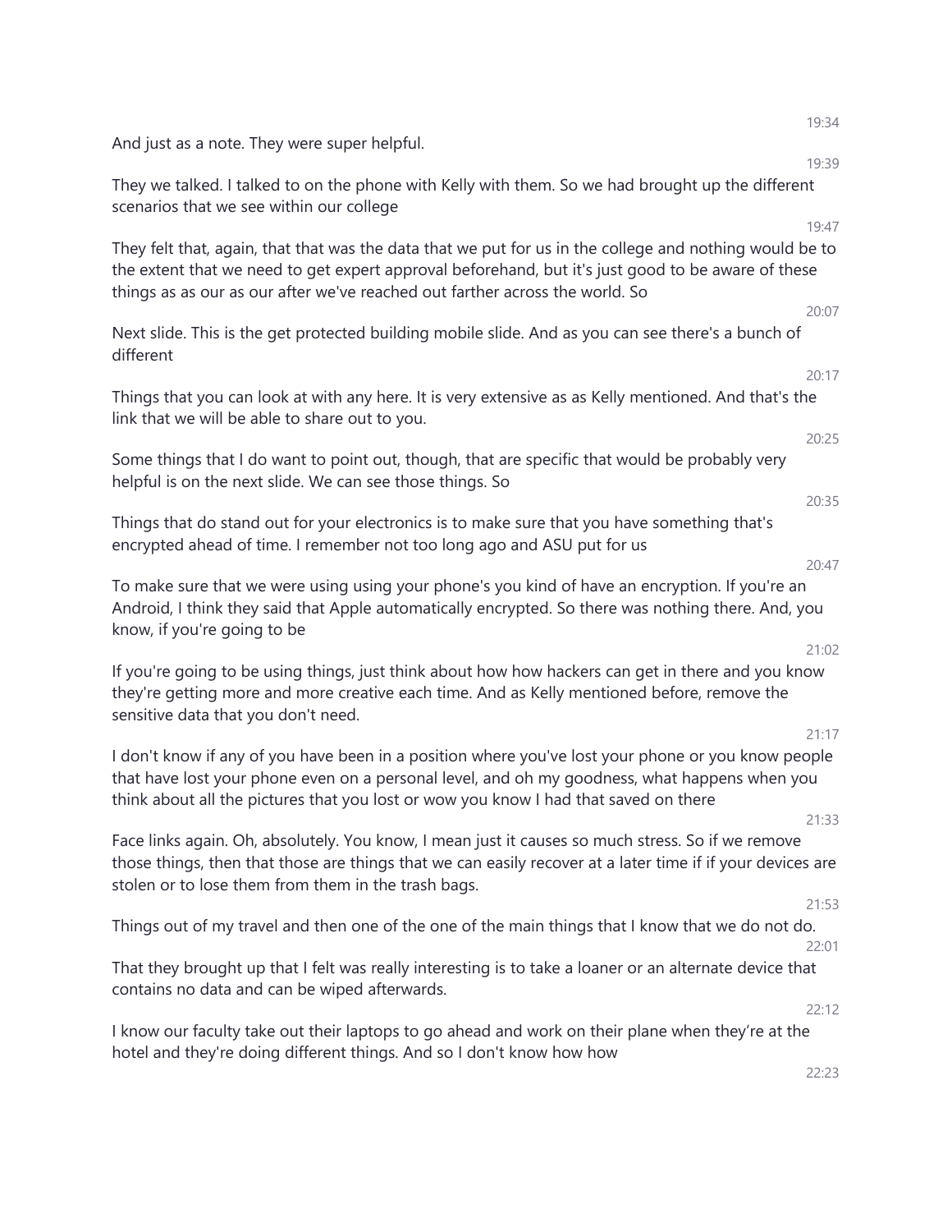19:34

And just as a note. They were super helpful.

19:39

They we talked. I talked to on the phone with Kelly with them. So we had brought up the different scenarios that we see within our college

19:47

They felt that, again, that that was the data that we put for us in the college and nothing would be to the extent that we need to get expert approval beforehand, but it's just good to be aware of these things as as our as our after we've reached out farther across the world. So

20:07

Next slide. This is the get protected building mobile slide. And as you can see there's a bunch of different

20:17

Things that you can look at with any here. It is very extensive as as Kelly mentioned. And that's the link that we will be able to share out to you.

20:25

Some things that I do want to point out, though, that are specific that would be probably very helpful is on the next slide. We can see those things. So

20:35

Things that do stand out for your electronics is to make sure that you have something that's encrypted ahead of time. I remember not too long ago and ASU put for us

20:47

To make sure that we were using using your phone's you kind of have an encryption. If you're an Android, I think they said that Apple automatically encrypted. So there was nothing there. And, you know, if you're going to be

21:02

If you're going to be using things, just think about how how hackers can get in there and you know they're getting more and more creative each time. And as Kelly mentioned before, remove the sensitive data that you don't need.

21:17

I don't know if any of you have been in a position where you've lost your phone or you know people that have lost your phone even on a personal level, and oh my goodness, what happens when you think about all the pictures that you lost or wow you know I had that saved on there

21:33

Face links again. Oh, absolutely. You know, I mean just it causes so much stress. So if we remove those things, then that those are things that we can easily recover at a later time if if your devices are stolen or to lose them from them in the trash bags.

21:53

Things out of my travel and then one of the one of the main things that I know that we do not do.

22:01

That they brought up that I felt was really interesting is to take a loaner or an alternate device that contains no data and can be wiped afterwards.

22:12

I know our faculty take out their laptops to go ahead and work on their plane when they're at the hotel and they're doing different things. And so I don't know how how

22:23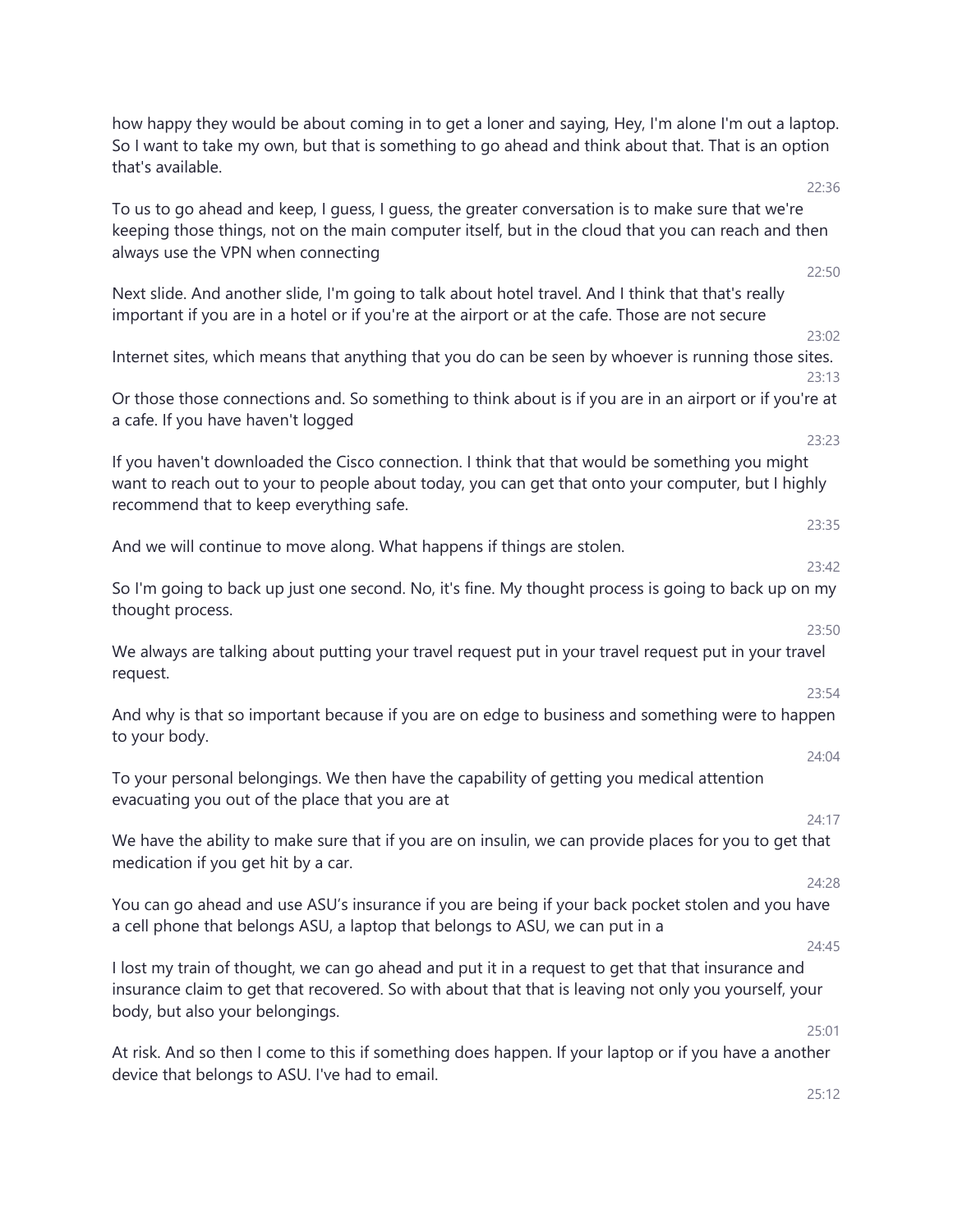how happy they would be about coming in to get a loner and saying, Hey, I'm alone I'm out a laptop. So I want to take my own, but that is something to go ahead and think about that. That is an option that's available.

22:36

To us to go ahead and keep, I guess, I guess, the greater conversation is to make sure that we're keeping those things, not on the main computer itself, but in the cloud that you can reach and then always use the VPN when connecting

22:50

Next slide. And another slide, I'm going to talk about hotel travel. And I think that that's really important if you are in a hotel or if you're at the airport or at the cafe. Those are not secure

23:02

Internet sites, which means that anything that you do can be seen by whoever is running those sites.

23:13

Or those those connections and. So something to think about is if you are in an airport or if you're at a cafe. If you have haven't logged

23:23

If you haven't downloaded the Cisco connection. I think that that would be something you might want to reach out to your to people about today, you can get that onto your computer, but I highly recommend that to keep everything safe.

23:35

And we will continue to move along. What happens if things are stolen.

23:42

So I'm going to back up just one second. No, it's fine. My thought process is going to back up on my thought process.

23:50

We always are talking about putting your travel request put in your travel request put in your travel request.

23:54

And why is that so important because if you are on edge to business and something were to happen to your body.

24:04

To your personal belongings. We then have the capability of getting you medical attention evacuating you out of the place that you are at

24:17

We have the ability to make sure that if you are on insulin, we can provide places for you to get that medication if you get hit by a car.

24:28

You can go ahead and use ASU's insurance if you are being if your back pocket stolen and you have a cell phone that belongs ASU, a laptop that belongs to ASU, we can put in a

24:45

I lost my train of thought, we can go ahead and put it in a request to get that that insurance and insurance claim to get that recovered. So with about that that is leaving not only you yourself, your body, but also your belongings.

25:01

At risk. And so then I come to this if something does happen. If your laptop or if you have a another device that belongs to ASU. I've had to email.

25:12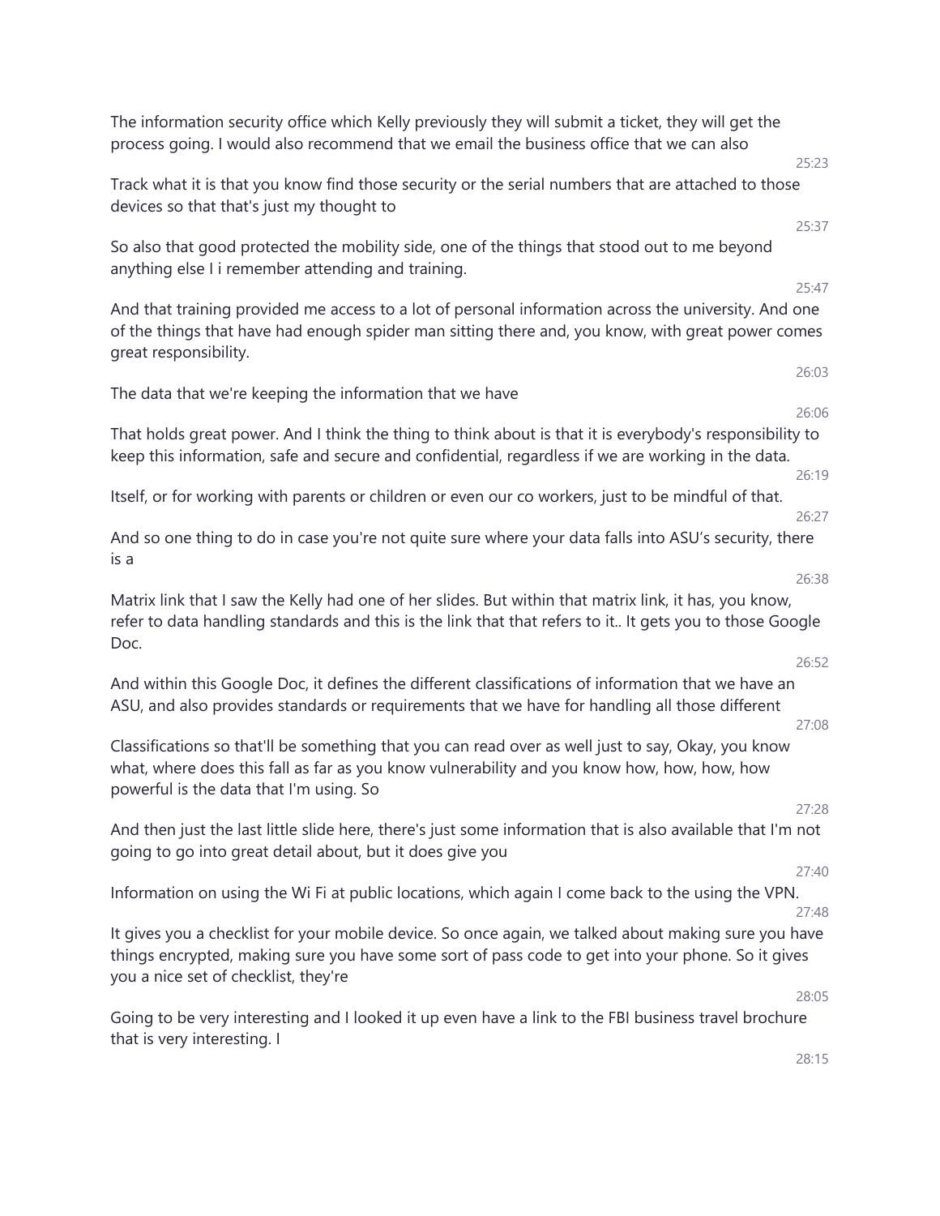The information security office which Kelly previously they will submit a ticket, they will get the process going. I would also recommend that we email the business office that we can also

25:23

Track what it is that you know find those security or the serial numbers that are attached to those devices so that that's just my thought to

25:37

So also that good protected the mobility side, one of the things that stood out to me beyond anything else I i remember attending and training.

25:47

And that training provided me access to a lot of personal information across the university. And one of the things that have had enough spider man sitting there and, you know, with great power comes great responsibility.

26:03

The data that we're keeping the information that we have

26:06

That holds great power. And I think the thing to think about is that it is everybody's responsibility to keep this information, safe and secure and confidential, regardless if we are working in the data.

26:19

Itself, or for working with parents or children or even our co workers, just to be mindful of that.

26:27

And so one thing to do in case you're not quite sure where your data falls into ASU's security, there is a

26:38

Matrix link that I saw the Kelly had one of her slides. But within that matrix link, it has, you know, refer to data handling standards and this is the link that that refers to it.. It gets you to those Google Doc.

26:52

And within this Google Doc, it defines the different classifications of information that we have an ASU, and also provides standards or requirements that we have for handling all those different

27:08

Classifications so that'll be something that you can read over as well just to say, Okay, you know what, where does this fall as far as you know vulnerability and you know how, how, how, how powerful is the data that I'm using. So

27:28

And then just the last little slide here, there's just some information that is also available that I'm not going to go into great detail about, but it does give you

27:40

Information on using the Wi Fi at public locations, which again I come back to the using the VPN.

27:48

It gives you a checklist for your mobile device. So once again, we talked about making sure you have things encrypted, making sure you have some sort of pass code to get into your phone. So it gives you a nice set of checklist, they're

28:05

Going to be very interesting and I looked it up even have a link to the FBI business travel brochure that is very interesting. I

28:15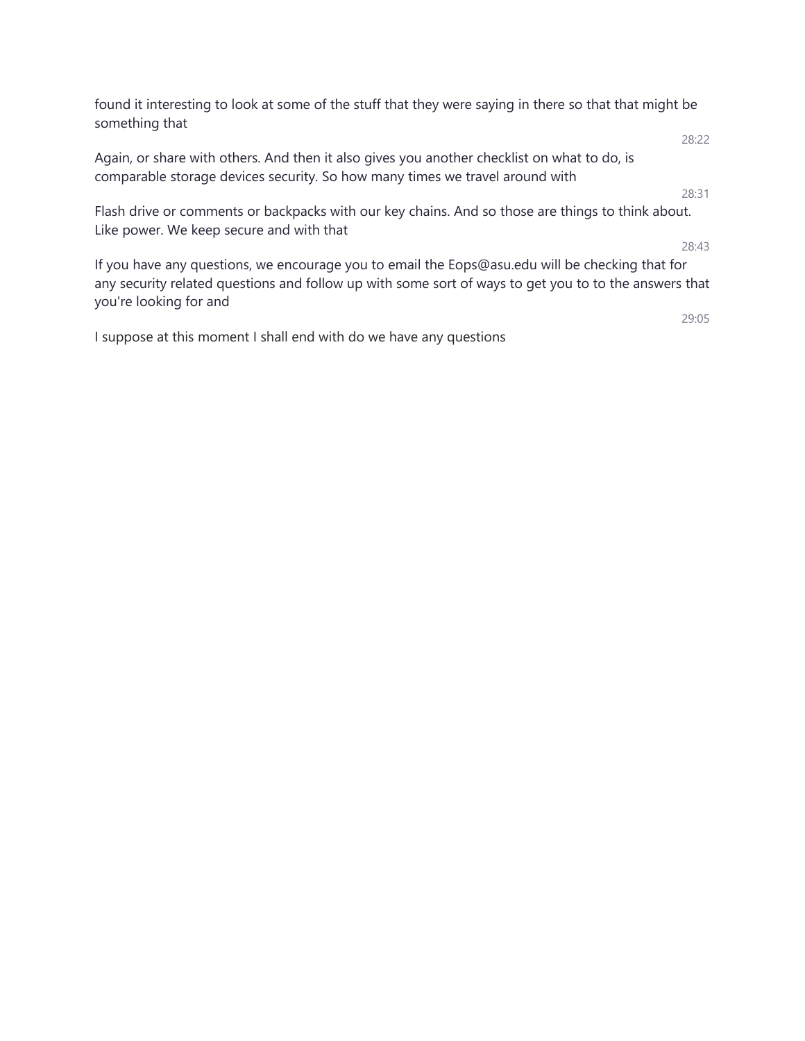found it interesting to look at some of the stuff that they were saying in there so that that might be something that

28:22

Again, or share with others. And then it also gives you another checklist on what to do, is comparable storage devices security. So how many times we travel around with

28:31

Flash drive or comments or backpacks with our key chains. And so those are things to think about. Like power. We keep secure and with that

28:43

If you have any questions, we encourage you to email the Eops@asu.edu will be checking that for any security related questions and follow up with some sort of ways to get you to to the answers that you're looking for and

29:05

I suppose at this moment I shall end with do we have any questions